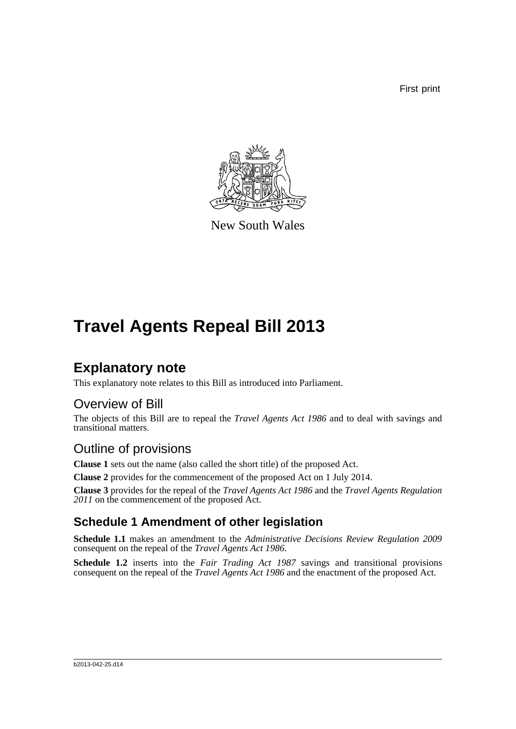First print

New South Wales

# Travel Agents Repeal Bill 2013

## Explanatory note

This explanatory note relates to this Bill as introduced into Parliament.

### Overview of Bill

The objects of this Bill are to repeal the *Travel Agents Act 1986* and to deal with savings and transitional matters.

### Outline of provisions

**Clause 1** sets out the name (also called the short title) of the proposed Act.

**Clause 2** provides for the commencement of the proposed Act on 1 July 2014.

**Clause 3** provides for the repeal of the *Travel Agents Act 1986* and the *Travel Agents Regulation 2011* on the commencement of the proposed Act.

### Schedule 1 Amendment of other legislation

**Schedule 1.1** makes an amendment to the *Administrative Decisions Review Regulation 2009* consequent on the repeal of the *Travel Agents Act 1986*.

**Schedule 1.2** inserts into the *Fair Trading Act 1987* savings and transitional provisions consequent on the repeal of the *Travel Agents Act 1986* and the enactment of the proposed Act.

b2013-042-25.d14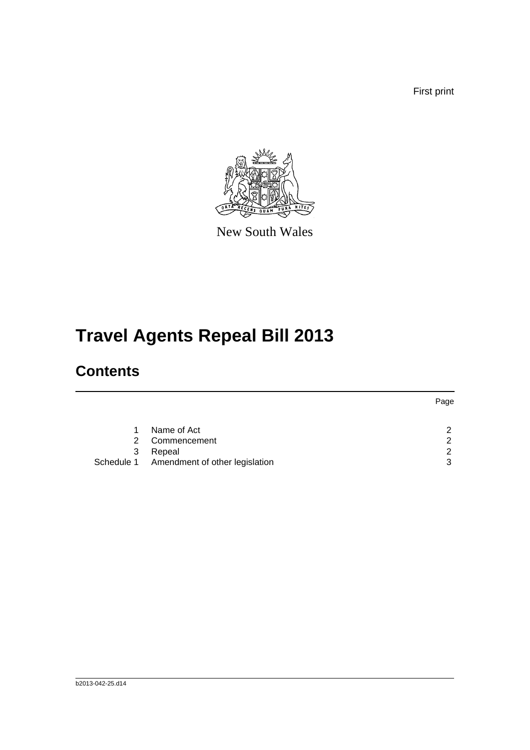First print

New South Wales

# Travel Agents Repeal Bill 2013

## Contents

| | | Page |
|---|---|---|
| 1 | Name of Act | 2 |
| 2 | Commencement | 2 |
| 3 | Repeal | 2 |
| Schedule 1 | Amendment of other legislation | 3 |

b2013-042-25.d14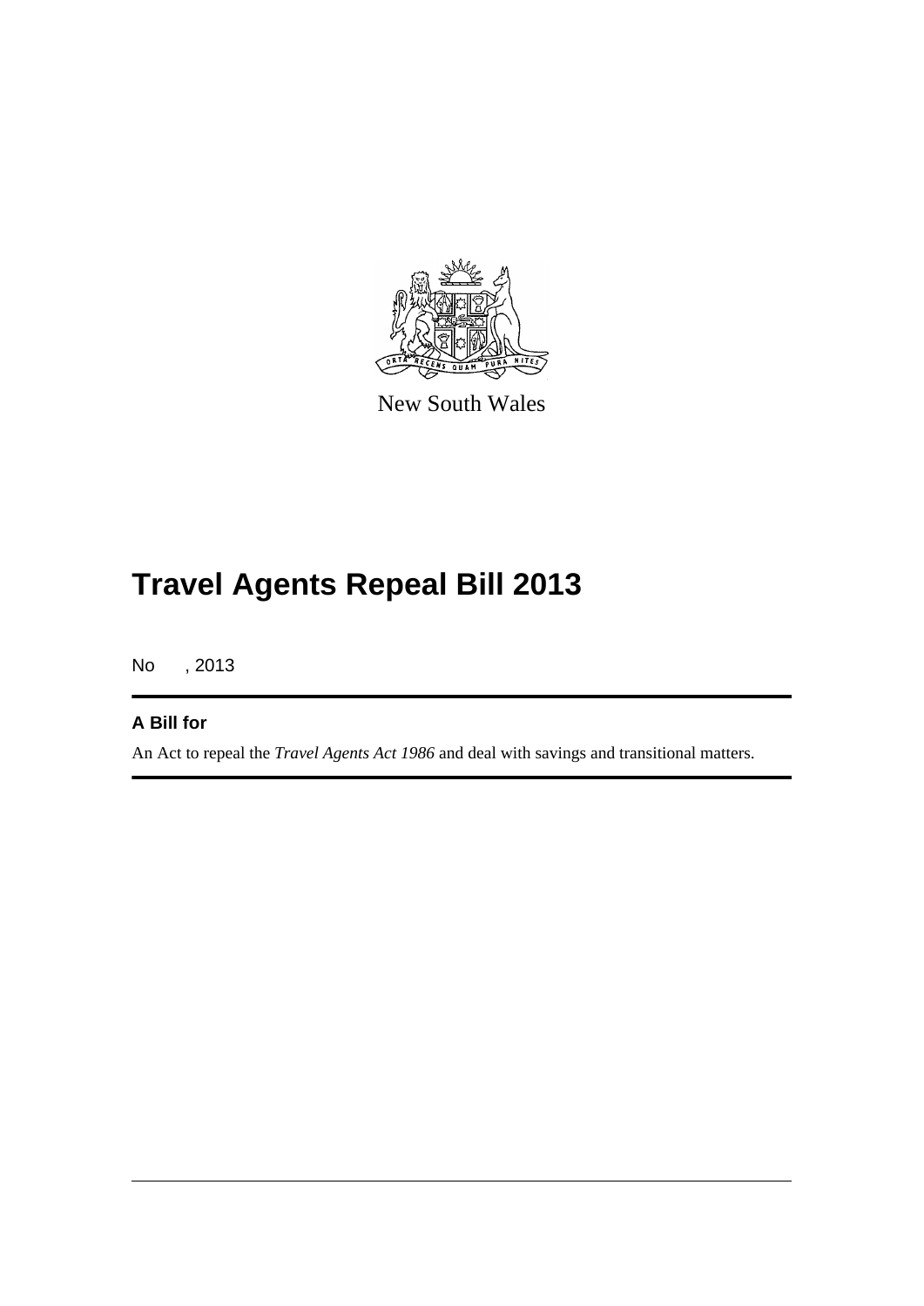New South Wales

# Travel Agents Repeal Bill 2013

No , 2013

**A Bill for**

An Act to repeal the *Travel Agents Act 1986* and deal with savings and transitional matters.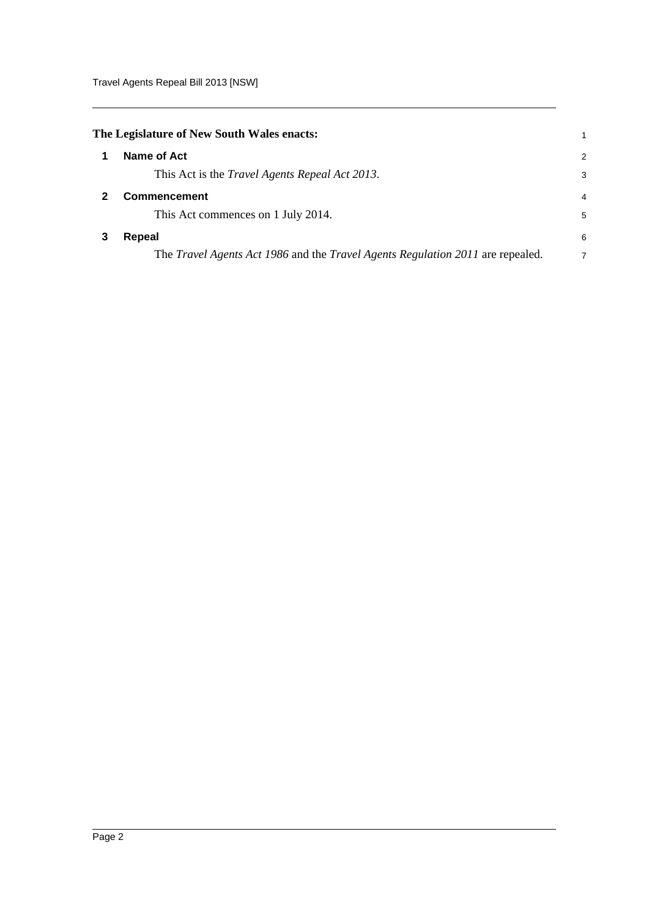**The Legislature of New South Wales enacts:**

## 1 Name of Act

This Act is the *Travel Agents Repeal Act 2013*.

## 2 Commencement

This Act commences on 1 July 2014.

## 3 Repeal

The *Travel Agents Act 1986* and the *Travel Agents Regulation 2011* are repealed.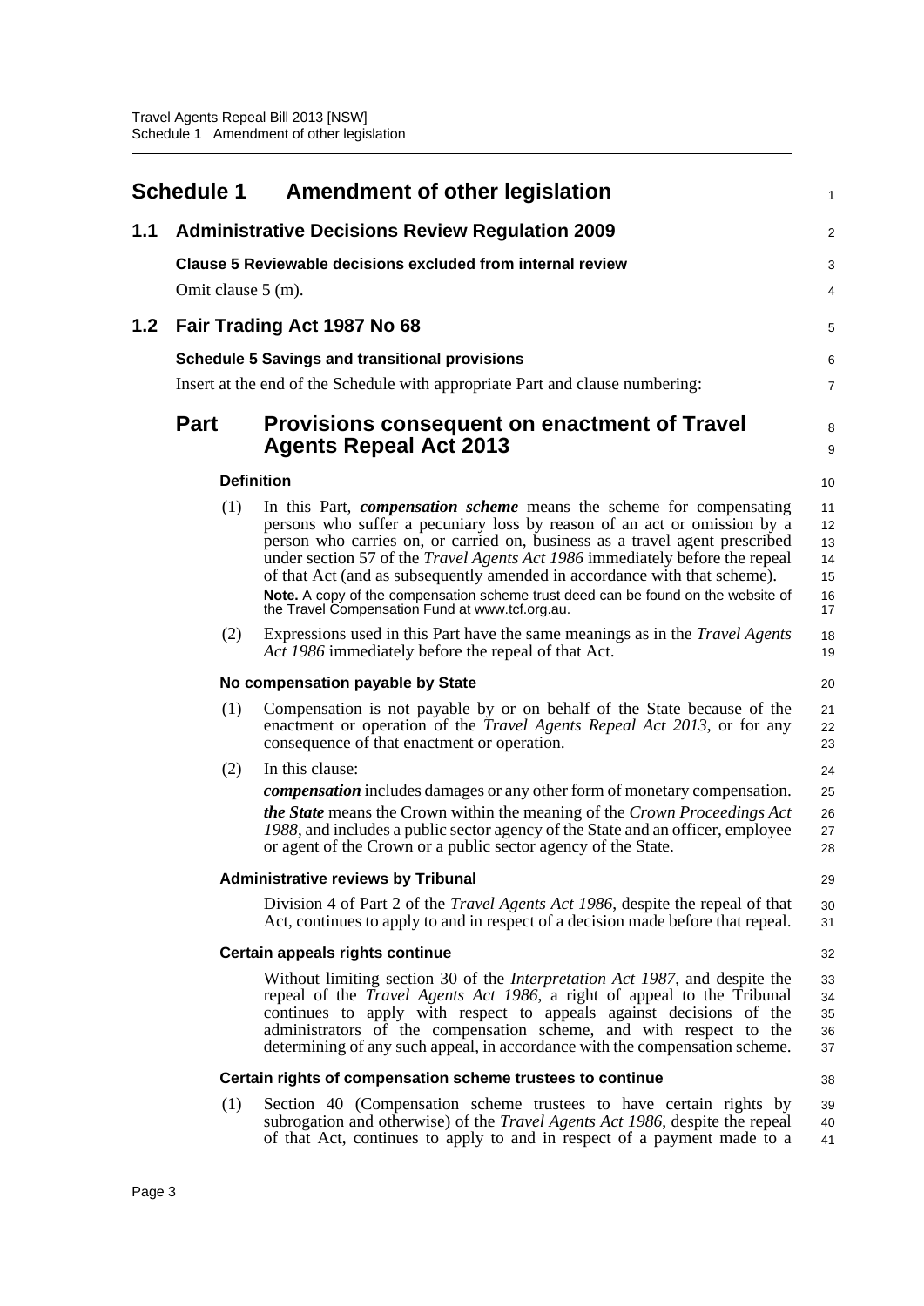## Schedule 1 Amendment of other legislation

### 1.1 Administrative Decisions Review Regulation 2009

**Clause 5 Reviewable decisions excluded from internal review**

Omit clause 5 (m).

### 1.2 Fair Trading Act 1987 No 68

**Schedule 5 Savings and transitional provisions**

Insert at the end of the Schedule with appropriate Part and clause numbering:

## Part Provisions consequent on enactment of Travel Agents Repeal Act 2013

**Definition**

(1) In this Part, ***compensation scheme*** means the scheme for compensating persons who suffer a pecuniary loss by reason of an act or omission by a person who carries on, or carried on, business as a travel agent prescribed under section 57 of the *Travel Agents Act 1986* immediately before the repeal of that Act (and as subsequently amended in accordance with that scheme).

**Note.** A copy of the compensation scheme trust deed can be found on the website of the Travel Compensation Fund at www.tcf.org.au.

(2) Expressions used in this Part have the same meanings as in the *Travel Agents Act 1986* immediately before the repeal of that Act.

**No compensation payable by State**

(1) Compensation is not payable by or on behalf of the State because of the enactment or operation of the *Travel Agents Repeal Act 2013*, or for any consequence of that enactment or operation.

(2) In this clause:

***compensation*** includes damages or any other form of monetary compensation.

***the State*** means the Crown within the meaning of the *Crown Proceedings Act 1988*, and includes a public sector agency of the State and an officer, employee or agent of the Crown or a public sector agency of the State.

**Administrative reviews by Tribunal**

Division 4 of Part 2 of the *Travel Agents Act 1986*, despite the repeal of that Act, continues to apply to and in respect of a decision made before that repeal.

**Certain appeals rights continue**

Without limiting section 30 of the *Interpretation Act 1987*, and despite the repeal of the *Travel Agents Act 1986*, a right of appeal to the Tribunal continues to apply with respect to appeals against decisions of the administrators of the compensation scheme, and with respect to the determining of any such appeal, in accordance with the compensation scheme.

**Certain rights of compensation scheme trustees to continue**

(1) Section 40 (Compensation scheme trustees to have certain rights by subrogation and otherwise) of the *Travel Agents Act 1986*, despite the repeal of that Act, continues to apply to and in respect of a payment made to a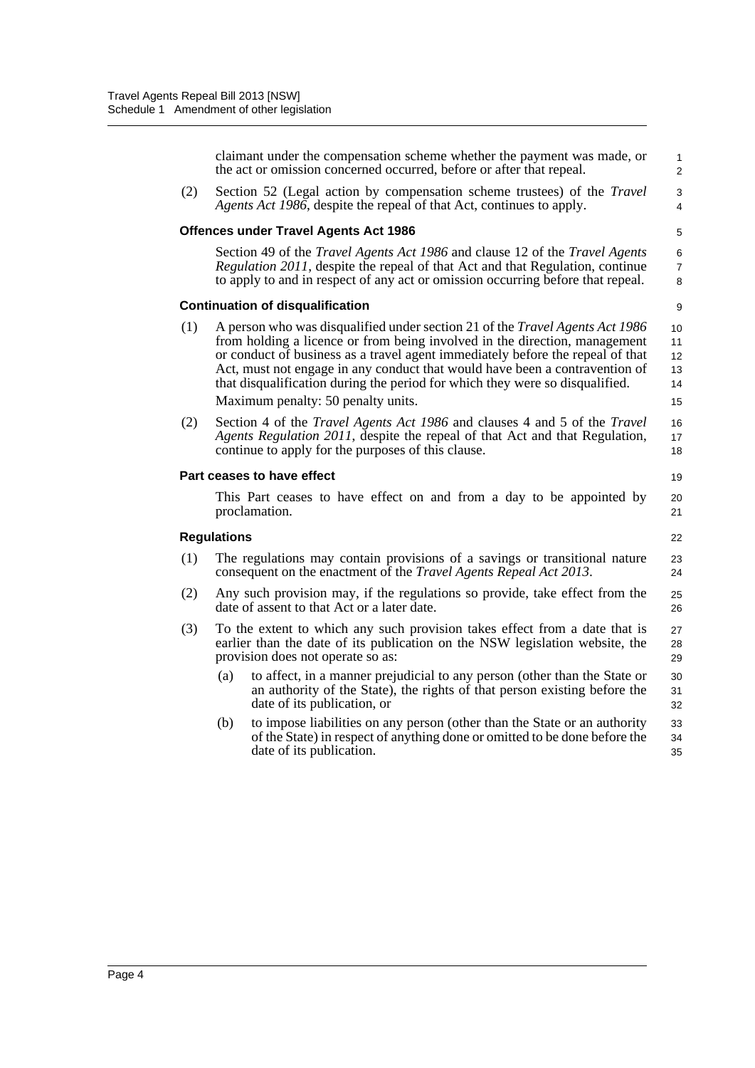claimant under the compensation scheme whether the payment was made, or the act or omission concerned occurred, before or after that repeal.

(2) Section 52 (Legal action by compensation scheme trustees) of the *Travel Agents Act 1986*, despite the repeal of that Act, continues to apply.

#### Offences under Travel Agents Act 1986

Section 49 of the *Travel Agents Act 1986* and clause 12 of the *Travel Agents Regulation 2011*, despite the repeal of that Act and that Regulation, continue to apply to and in respect of any act or omission occurring before that repeal.

#### Continuation of disqualification

(1) A person who was disqualified under section 21 of the *Travel Agents Act 1986* from holding a licence or from being involved in the direction, management or conduct of business as a travel agent immediately before the repeal of that Act, must not engage in any conduct that would have been a contravention of that disqualification during the period for which they were so disqualified.

Maximum penalty: 50 penalty units.

(2) Section 4 of the *Travel Agents Act 1986* and clauses 4 and 5 of the *Travel Agents Regulation 2011*, despite the repeal of that Act and that Regulation, continue to apply for the purposes of this clause.

#### Part ceases to have effect

This Part ceases to have effect on and from a day to be appointed by proclamation.

#### Regulations

(1) The regulations may contain provisions of a savings or transitional nature consequent on the enactment of the *Travel Agents Repeal Act 2013*.

(2) Any such provision may, if the regulations so provide, take effect from the date of assent to that Act or a later date.

(3) To the extent to which any such provision takes effect from a date that is earlier than the date of its publication on the NSW legislation website, the provision does not operate so as:

   (a) to affect, in a manner prejudicial to any person (other than the State or an authority of the State), the rights of that person existing before the date of its publication, or

   (b) to impose liabilities on any person (other than the State or an authority of the State) in respect of anything done or omitted to be done before the date of its publication.